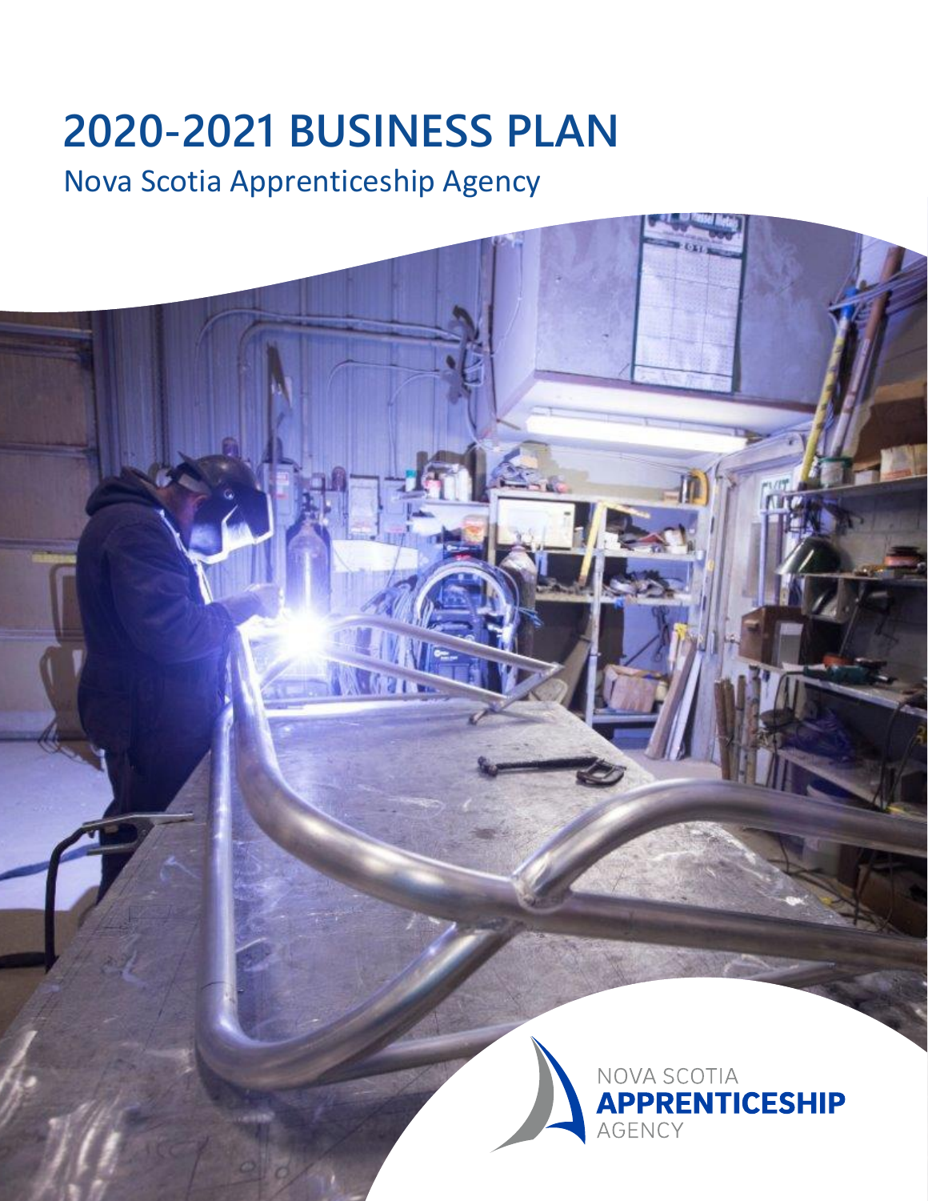# 2020-2021 BUSINESS PLAN

## Nova Scotia Apprenticeship Agency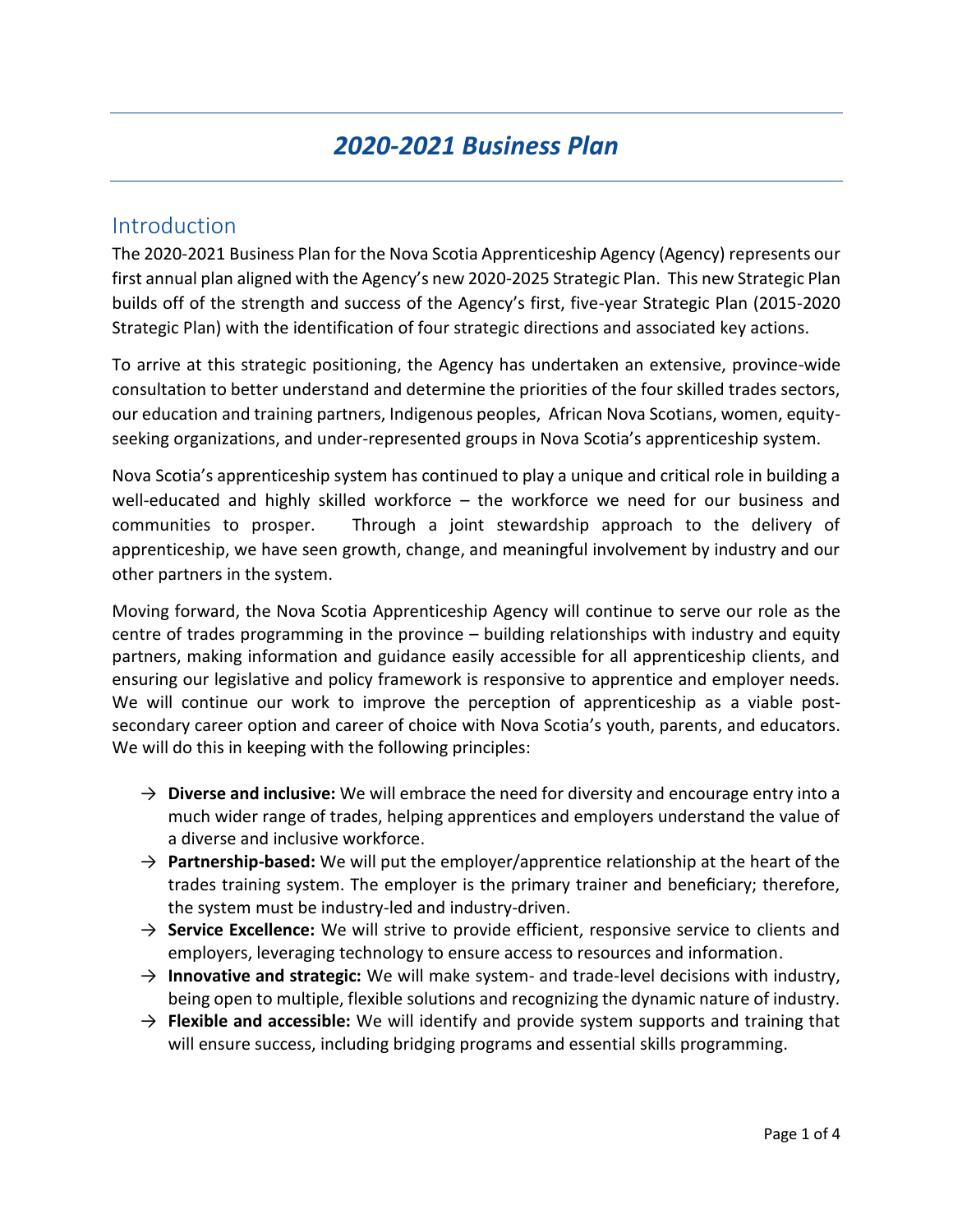# *2020-2021 Business Plan*

## Introduction

The 2020-2021 Business Plan for the Nova Scotia Apprenticeship Agency (Agency) represents our first annual plan aligned with the Agency's new 2020-2025 Strategic Plan. This new Strategic Plan builds off of the strength and success of the Agency's first, five-year Strategic Plan (2015-2020 Strategic Plan) with the identification of four strategic directions and associated key actions.

To arrive at this strategic positioning, the Agency has undertaken an extensive, province-wide consultation to better understand and determine the priorities of the four skilled trades sectors, our education and training partners, Indigenous peoples, African Nova Scotians, women, equity-seeking organizations, and under-represented groups in Nova Scotia's apprenticeship system.

Nova Scotia's apprenticeship system has continued to play a unique and critical role in building a well-educated and highly skilled workforce – the workforce we need for our business and communities to prosper. Through a joint stewardship approach to the delivery of apprenticeship, we have seen growth, change, and meaningful involvement by industry and our other partners in the system.

Moving forward, the Nova Scotia Apprenticeship Agency will continue to serve our role as the centre of trades programming in the province – building relationships with industry and equity partners, making information and guidance easily accessible for all apprenticeship clients, and ensuring our legislative and policy framework is responsive to apprentice and employer needs. We will continue our work to improve the perception of apprenticeship as a viable post-secondary career option and career of choice with Nova Scotia's youth, parents, and educators. We will do this in keeping with the following principles:

- → **Diverse and inclusive:** We will embrace the need for diversity and encourage entry into a much wider range of trades, helping apprentices and employers understand the value of a diverse and inclusive workforce.
- → **Partnership-based:** We will put the employer/apprentice relationship at the heart of the trades training system. The employer is the primary trainer and beneficiary; therefore, the system must be industry-led and industry-driven.
- → **Service Excellence:** We will strive to provide efficient, responsive service to clients and employers, leveraging technology to ensure access to resources and information.
- → **Innovative and strategic:** We will make system- and trade-level decisions with industry, being open to multiple, flexible solutions and recognizing the dynamic nature of industry.
- → **Flexible and accessible:** We will identify and provide system supports and training that will ensure success, including bridging programs and essential skills programming.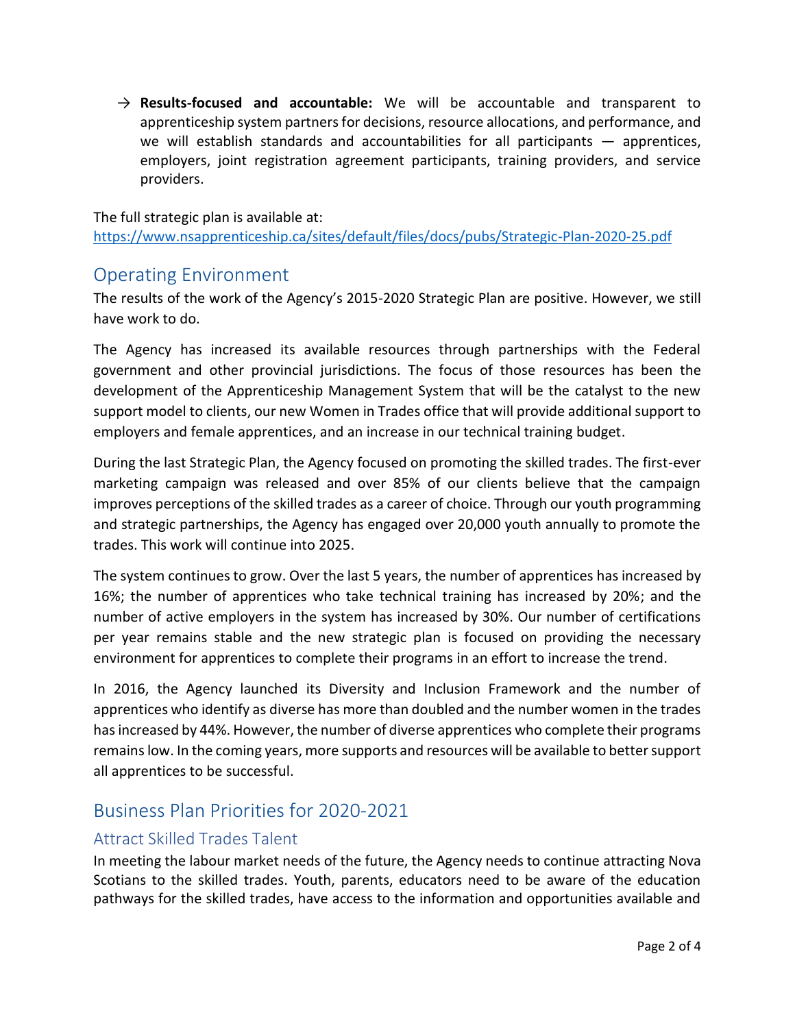→ **Results-focused and accountable:** We will be accountable and transparent to apprenticeship system partners for decisions, resource allocations, and performance, and we will establish standards and accountabilities for all participants — apprentices, employers, joint registration agreement participants, training providers, and service providers.

The full strategic plan is available at:
https://www.nsapprenticeship.ca/sites/default/files/docs/pubs/Strategic-Plan-2020-25.pdf

## Operating Environment

The results of the work of the Agency's 2015-2020 Strategic Plan are positive. However, we still have work to do.

The Agency has increased its available resources through partnerships with the Federal government and other provincial jurisdictions. The focus of those resources has been the development of the Apprenticeship Management System that will be the catalyst to the new support model to clients, our new Women in Trades office that will provide additional support to employers and female apprentices, and an increase in our technical training budget.

During the last Strategic Plan, the Agency focused on promoting the skilled trades. The first-ever marketing campaign was released and over 85% of our clients believe that the campaign improves perceptions of the skilled trades as a career of choice. Through our youth programming and strategic partnerships, the Agency has engaged over 20,000 youth annually to promote the trades. This work will continue into 2025.

The system continues to grow. Over the last 5 years, the number of apprentices has increased by 16%; the number of apprentices who take technical training has increased by 20%; and the number of active employers in the system has increased by 30%. Our number of certifications per year remains stable and the new strategic plan is focused on providing the necessary environment for apprentices to complete their programs in an effort to increase the trend.

In 2016, the Agency launched its Diversity and Inclusion Framework and the number of apprentices who identify as diverse has more than doubled and the number women in the trades has increased by 44%. However, the number of diverse apprentices who complete their programs remains low. In the coming years, more supports and resources will be available to better support all apprentices to be successful.

## Business Plan Priorities for 2020-2021

### Attract Skilled Trades Talent

In meeting the labour market needs of the future, the Agency needs to continue attracting Nova Scotians to the skilled trades. Youth, parents, educators need to be aware of the education pathways for the skilled trades, have access to the information and opportunities available and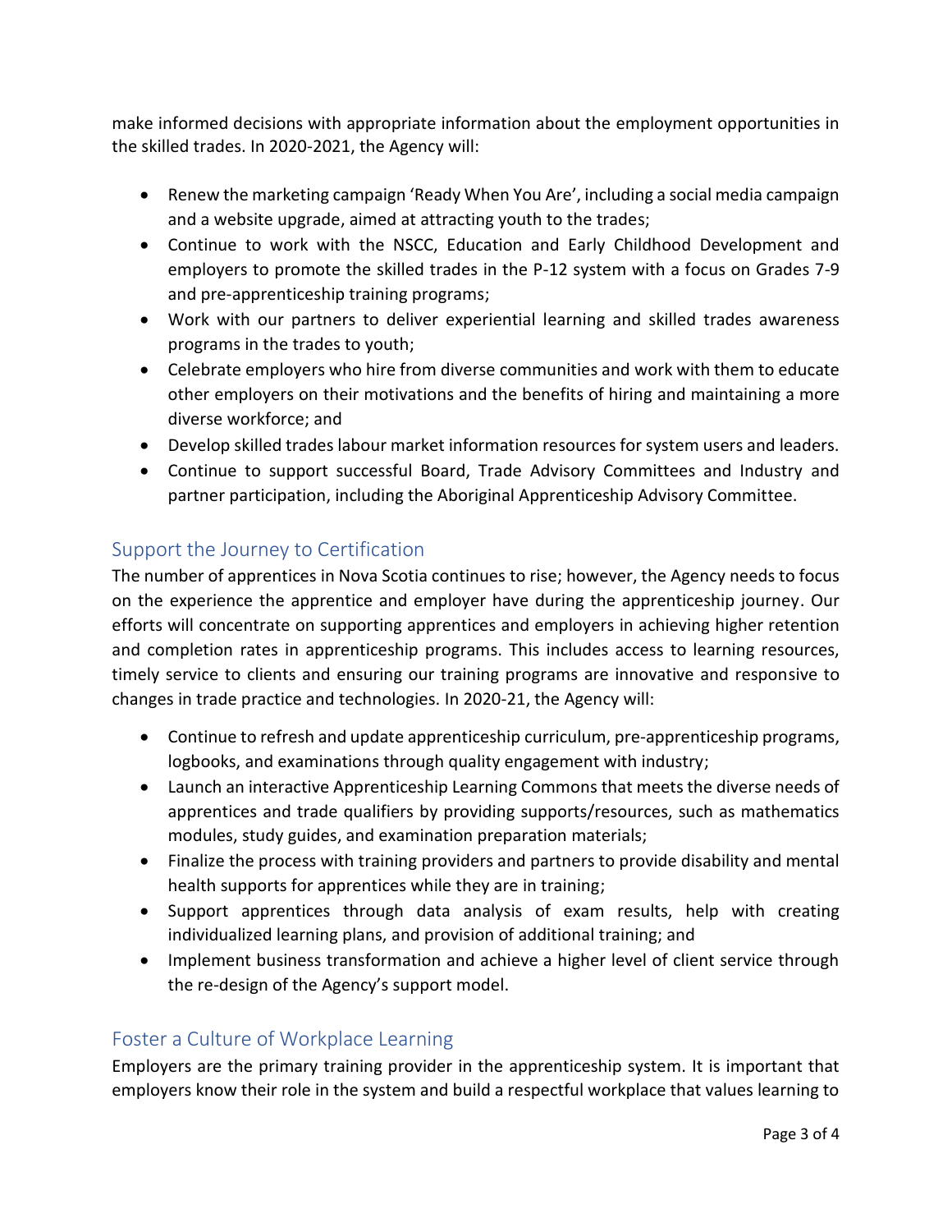make informed decisions with appropriate information about the employment opportunities in the skilled trades. In 2020-2021, the Agency will:

- Renew the marketing campaign 'Ready When You Are', including a social media campaign and a website upgrade, aimed at attracting youth to the trades;
- Continue to work with the NSCC, Education and Early Childhood Development and employers to promote the skilled trades in the P-12 system with a focus on Grades 7-9 and pre-apprenticeship training programs;
- Work with our partners to deliver experiential learning and skilled trades awareness programs in the trades to youth;
- Celebrate employers who hire from diverse communities and work with them to educate other employers on their motivations and the benefits of hiring and maintaining a more diverse workforce; and
- Develop skilled trades labour market information resources for system users and leaders.
- Continue to support successful Board, Trade Advisory Committees and Industry and partner participation, including the Aboriginal Apprenticeship Advisory Committee.

## Support the Journey to Certification

The number of apprentices in Nova Scotia continues to rise; however, the Agency needs to focus on the experience the apprentice and employer have during the apprenticeship journey. Our efforts will concentrate on supporting apprentices and employers in achieving higher retention and completion rates in apprenticeship programs. This includes access to learning resources, timely service to clients and ensuring our training programs are innovative and responsive to changes in trade practice and technologies. In 2020-21, the Agency will:

- Continue to refresh and update apprenticeship curriculum, pre-apprenticeship programs, logbooks, and examinations through quality engagement with industry;
- Launch an interactive Apprenticeship Learning Commons that meets the diverse needs of apprentices and trade qualifiers by providing supports/resources, such as mathematics modules, study guides, and examination preparation materials;
- Finalize the process with training providers and partners to provide disability and mental health supports for apprentices while they are in training;
- Support apprentices through data analysis of exam results, help with creating individualized learning plans, and provision of additional training; and
- Implement business transformation and achieve a higher level of client service through the re-design of the Agency's support model.

## Foster a Culture of Workplace Learning

Employers are the primary training provider in the apprenticeship system. It is important that employers know their role in the system and build a respectful workplace that values learning to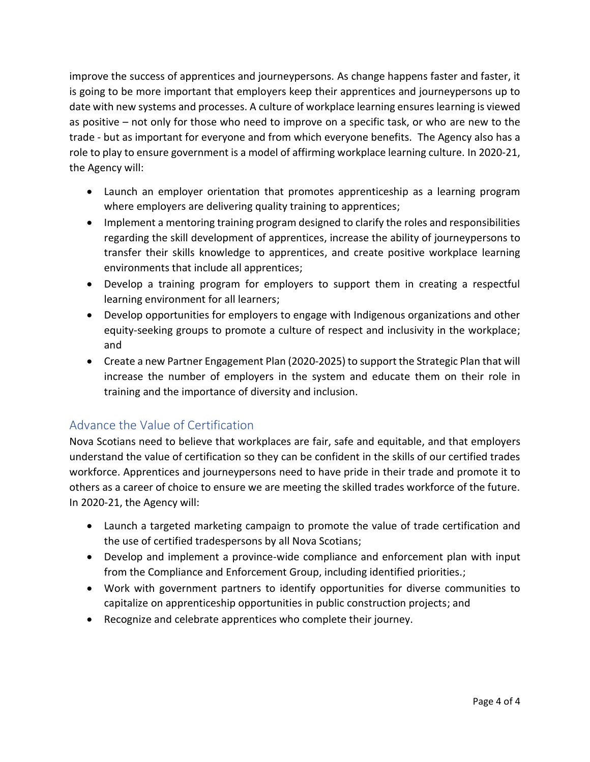improve the success of apprentices and journeypersons. As change happens faster and faster, it is going to be more important that employers keep their apprentices and journeypersons up to date with new systems and processes. A culture of workplace learning ensures learning is viewed as positive – not only for those who need to improve on a specific task, or who are new to the trade - but as important for everyone and from which everyone benefits. The Agency also has a role to play to ensure government is a model of affirming workplace learning culture. In 2020-21, the Agency will:

- Launch an employer orientation that promotes apprenticeship as a learning program where employers are delivering quality training to apprentices;
- Implement a mentoring training program designed to clarify the roles and responsibilities regarding the skill development of apprentices, increase the ability of journeypersons to transfer their skills knowledge to apprentices, and create positive workplace learning environments that include all apprentices;
- Develop a training program for employers to support them in creating a respectful learning environment for all learners;
- Develop opportunities for employers to engage with Indigenous organizations and other equity-seeking groups to promote a culture of respect and inclusivity in the workplace; and
- Create a new Partner Engagement Plan (2020-2025) to support the Strategic Plan that will increase the number of employers in the system and educate them on their role in training and the importance of diversity and inclusion.

## Advance the Value of Certification

Nova Scotians need to believe that workplaces are fair, safe and equitable, and that employers understand the value of certification so they can be confident in the skills of our certified trades workforce. Apprentices and journeypersons need to have pride in their trade and promote it to others as a career of choice to ensure we are meeting the skilled trades workforce of the future. In 2020-21, the Agency will:

- Launch a targeted marketing campaign to promote the value of trade certification and the use of certified tradespersons by all Nova Scotians;
- Develop and implement a province-wide compliance and enforcement plan with input from the Compliance and Enforcement Group, including identified priorities.;
- Work with government partners to identify opportunities for diverse communities to capitalize on apprenticeship opportunities in public construction projects; and
- Recognize and celebrate apprentices who complete their journey.